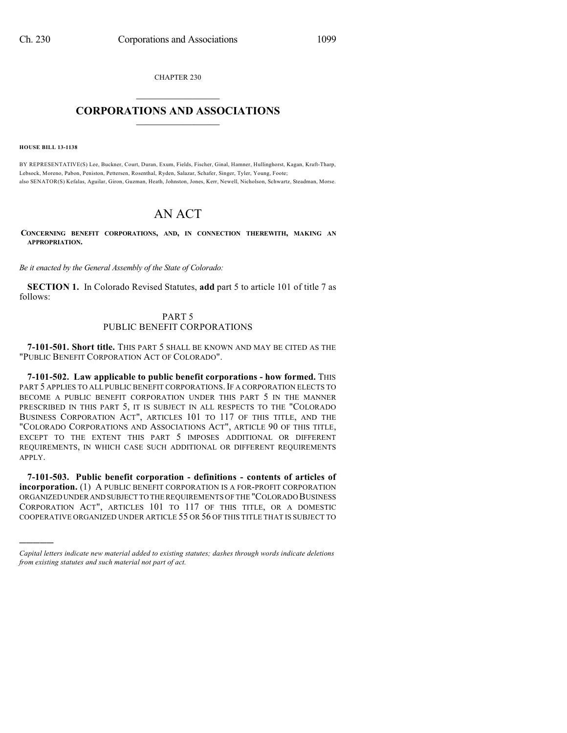CHAPTER 230

# CORPORATIONS AND ASSOCIATIONS

**HOUSE BILL 13-1138**

BY REPRESENTATIVE(S) Lee, Buckner, Court, Duran, Exum, Fields, Fischer, Ginal, Hamner, Hullinghorst, Kagan, Kraft-Tharp, Lebsock, Moreno, Pabon, Peniston, Pettersen, Rosenthal, Ryden, Salazar, Schafer, Singer, Tyler, Young, Foote;
also SENATOR(S) Kefalas, Aguilar, Giron, Guzman, Heath, Johnston, Jones, Kerr, Newell, Nicholson, Schwartz, Steadman, Morse.

# AN ACT

**CONCERNING BENEFIT CORPORATIONS, AND, IN CONNECTION THEREWITH, MAKING AN APPROPRIATION.**

*Be it enacted by the General Assembly of the State of Colorado:*

**SECTION 1.** In Colorado Revised Statutes, **add** part 5 to article 101 of title 7 as follows:

PART 5
PUBLIC BENEFIT CORPORATIONS

**7-101-501. Short title.** THIS PART 5 SHALL BE KNOWN AND MAY BE CITED AS THE "PUBLIC BENEFIT CORPORATION ACT OF COLORADO".

**7-101-502. Law applicable to public benefit corporations - how formed.** THIS PART 5 APPLIES TO ALL PUBLIC BENEFIT CORPORATIONS. IF A CORPORATION ELECTS TO BECOME A PUBLIC BENEFIT CORPORATION UNDER THIS PART 5 IN THE MANNER PRESCRIBED IN THIS PART 5, IT IS SUBJECT IN ALL RESPECTS TO THE "COLORADO BUSINESS CORPORATION ACT", ARTICLES 101 TO 117 OF THIS TITLE, AND THE "COLORADO CORPORATIONS AND ASSOCIATIONS ACT", ARTICLE 90 OF THIS TITLE, EXCEPT TO THE EXTENT THIS PART 5 IMPOSES ADDITIONAL OR DIFFERENT REQUIREMENTS, IN WHICH CASE SUCH ADDITIONAL OR DIFFERENT REQUIREMENTS APPLY.

**7-101-503. Public benefit corporation - definitions - contents of articles of incorporation.** (1) A PUBLIC BENEFIT CORPORATION IS A FOR-PROFIT CORPORATION ORGANIZED UNDER AND SUBJECT TO THE REQUIREMENTS OF THE "COLORADO BUSINESS CORPORATION ACT", ARTICLES 101 TO 117 OF THIS TITLE, OR A DOMESTIC COOPERATIVE ORGANIZED UNDER ARTICLE 55 OR 56 OF THIS TITLE THAT IS SUBJECT TO

————————

*Capital letters indicate new material added to existing statutes; dashes through words indicate deletions from existing statutes and such material not part of act.*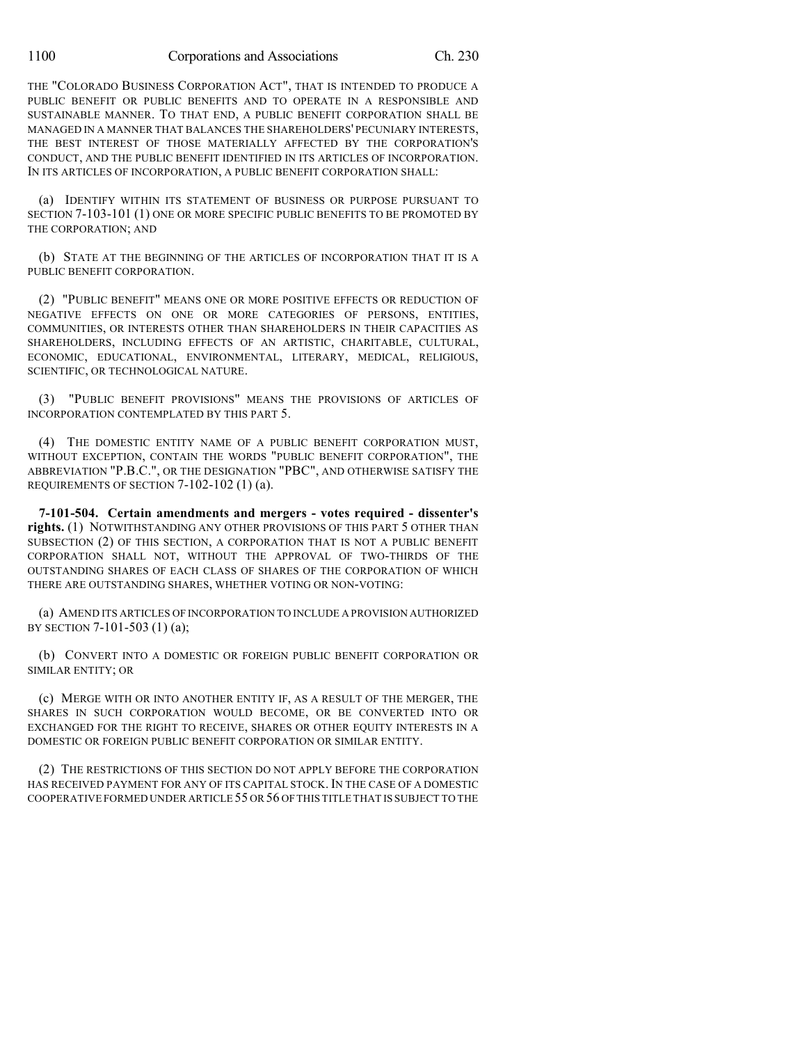THE "COLORADO BUSINESS CORPORATION ACT", THAT IS INTENDED TO PRODUCE A PUBLIC BENEFIT OR PUBLIC BENEFITS AND TO OPERATE IN A RESPONSIBLE AND SUSTAINABLE MANNER. TO THAT END, A PUBLIC BENEFIT CORPORATION SHALL BE MANAGED IN A MANNER THAT BALANCES THE SHAREHOLDERS' PECUNIARY INTERESTS, THE BEST INTEREST OF THOSE MATERIALLY AFFECTED BY THE CORPORATION'S CONDUCT, AND THE PUBLIC BENEFIT IDENTIFIED IN ITS ARTICLES OF INCORPORATION. IN ITS ARTICLES OF INCORPORATION, A PUBLIC BENEFIT CORPORATION SHALL:

(a) IDENTIFY WITHIN ITS STATEMENT OF BUSINESS OR PURPOSE PURSUANT TO SECTION 7-103-101 (1) ONE OR MORE SPECIFIC PUBLIC BENEFITS TO BE PROMOTED BY THE CORPORATION; AND

(b) STATE AT THE BEGINNING OF THE ARTICLES OF INCORPORATION THAT IT IS A PUBLIC BENEFIT CORPORATION.

(2) "PUBLIC BENEFIT" MEANS ONE OR MORE POSITIVE EFFECTS OR REDUCTION OF NEGATIVE EFFECTS ON ONE OR MORE CATEGORIES OF PERSONS, ENTITIES, COMMUNITIES, OR INTERESTS OTHER THAN SHAREHOLDERS IN THEIR CAPACITIES AS SHAREHOLDERS, INCLUDING EFFECTS OF AN ARTISTIC, CHARITABLE, CULTURAL, ECONOMIC, EDUCATIONAL, ENVIRONMENTAL, LITERARY, MEDICAL, RELIGIOUS, SCIENTIFIC, OR TECHNOLOGICAL NATURE.

(3) "PUBLIC BENEFIT PROVISIONS" MEANS THE PROVISIONS OF ARTICLES OF INCORPORATION CONTEMPLATED BY THIS PART 5.

(4) THE DOMESTIC ENTITY NAME OF A PUBLIC BENEFIT CORPORATION MUST, WITHOUT EXCEPTION, CONTAIN THE WORDS "PUBLIC BENEFIT CORPORATION", THE ABBREVIATION "P.B.C.", OR THE DESIGNATION "PBC", AND OTHERWISE SATISFY THE REQUIREMENTS OF SECTION 7-102-102 (1) (a).

**7-101-504. Certain amendments and mergers - votes required - dissenter's rights.** (1) NOTWITHSTANDING ANY OTHER PROVISIONS OF THIS PART 5 OTHER THAN SUBSECTION (2) OF THIS SECTION, A CORPORATION THAT IS NOT A PUBLIC BENEFIT CORPORATION SHALL NOT, WITHOUT THE APPROVAL OF TWO-THIRDS OF THE OUTSTANDING SHARES OF EACH CLASS OF SHARES OF THE CORPORATION OF WHICH THERE ARE OUTSTANDING SHARES, WHETHER VOTING OR NON-VOTING:

(a) AMEND ITS ARTICLES OF INCORPORATION TO INCLUDE A PROVISION AUTHORIZED BY SECTION 7-101-503 (1) (a);

(b) CONVERT INTO A DOMESTIC OR FOREIGN PUBLIC BENEFIT CORPORATION OR SIMILAR ENTITY; OR

(c) MERGE WITH OR INTO ANOTHER ENTITY IF, AS A RESULT OF THE MERGER, THE SHARES IN SUCH CORPORATION WOULD BECOME, OR BE CONVERTED INTO OR EXCHANGED FOR THE RIGHT TO RECEIVE, SHARES OR OTHER EQUITY INTERESTS IN A DOMESTIC OR FOREIGN PUBLIC BENEFIT CORPORATION OR SIMILAR ENTITY.

(2) THE RESTRICTIONS OF THIS SECTION DO NOT APPLY BEFORE THE CORPORATION HAS RECEIVED PAYMENT FOR ANY OF ITS CAPITAL STOCK. IN THE CASE OF A DOMESTIC COOPERATIVE FORMED UNDER ARTICLE 55 OR 56 OF THIS TITLE THAT IS SUBJECT TO THE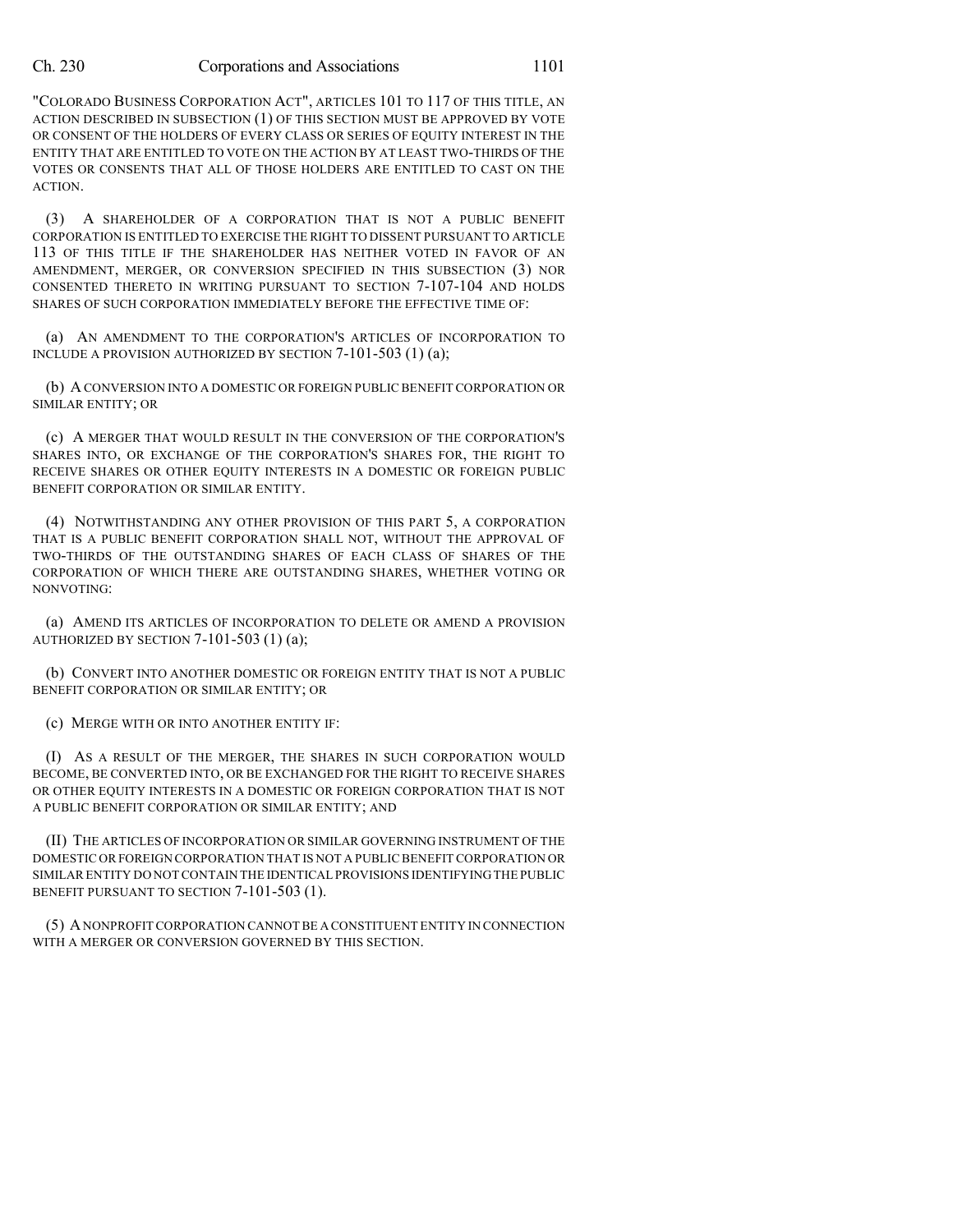"COLORADO BUSINESS CORPORATION ACT", ARTICLES 101 TO 117 OF THIS TITLE, AN ACTION DESCRIBED IN SUBSECTION (1) OF THIS SECTION MUST BE APPROVED BY VOTE OR CONSENT OF THE HOLDERS OF EVERY CLASS OR SERIES OF EQUITY INTEREST IN THE ENTITY THAT ARE ENTITLED TO VOTE ON THE ACTION BY AT LEAST TWO-THIRDS OF THE VOTES OR CONSENTS THAT ALL OF THOSE HOLDERS ARE ENTITLED TO CAST ON THE ACTION.

(3) A SHAREHOLDER OF A CORPORATION THAT IS NOT A PUBLIC BENEFIT CORPORATION IS ENTITLED TO EXERCISE THE RIGHT TO DISSENT PURSUANT TO ARTICLE 113 OF THIS TITLE IF THE SHAREHOLDER HAS NEITHER VOTED IN FAVOR OF AN AMENDMENT, MERGER, OR CONVERSION SPECIFIED IN THIS SUBSECTION (3) NOR CONSENTED THERETO IN WRITING PURSUANT TO SECTION 7-107-104 AND HOLDS SHARES OF SUCH CORPORATION IMMEDIATELY BEFORE THE EFFECTIVE TIME OF:

(a) AN AMENDMENT TO THE CORPORATION'S ARTICLES OF INCORPORATION TO INCLUDE A PROVISION AUTHORIZED BY SECTION 7-101-503 (1) (a);

(b) A CONVERSION INTO A DOMESTIC OR FOREIGN PUBLIC BENEFIT CORPORATION OR SIMILAR ENTITY; OR

(c) A MERGER THAT WOULD RESULT IN THE CONVERSION OF THE CORPORATION'S SHARES INTO, OR EXCHANGE OF THE CORPORATION'S SHARES FOR, THE RIGHT TO RECEIVE SHARES OR OTHER EQUITY INTERESTS IN A DOMESTIC OR FOREIGN PUBLIC BENEFIT CORPORATION OR SIMILAR ENTITY.

(4) NOTWITHSTANDING ANY OTHER PROVISION OF THIS PART 5, A CORPORATION THAT IS A PUBLIC BENEFIT CORPORATION SHALL NOT, WITHOUT THE APPROVAL OF TWO-THIRDS OF THE OUTSTANDING SHARES OF EACH CLASS OF SHARES OF THE CORPORATION OF WHICH THERE ARE OUTSTANDING SHARES, WHETHER VOTING OR NONVOTING:

(a) AMEND ITS ARTICLES OF INCORPORATION TO DELETE OR AMEND A PROVISION AUTHORIZED BY SECTION 7-101-503 (1) (a);

(b) CONVERT INTO ANOTHER DOMESTIC OR FOREIGN ENTITY THAT IS NOT A PUBLIC BENEFIT CORPORATION OR SIMILAR ENTITY; OR

(c) MERGE WITH OR INTO ANOTHER ENTITY IF:

(I) AS A RESULT OF THE MERGER, THE SHARES IN SUCH CORPORATION WOULD BECOME, BE CONVERTED INTO, OR BE EXCHANGED FOR THE RIGHT TO RECEIVE SHARES OR OTHER EQUITY INTERESTS IN A DOMESTIC OR FOREIGN CORPORATION THAT IS NOT A PUBLIC BENEFIT CORPORATION OR SIMILAR ENTITY; AND

(II) THE ARTICLES OF INCORPORATION OR SIMILAR GOVERNING INSTRUMENT OF THE DOMESTIC OR FOREIGN CORPORATION THAT IS NOT A PUBLIC BENEFIT CORPORATION OR SIMILAR ENTITY DO NOT CONTAIN THE IDENTICAL PROVISIONS IDENTIFYING THE PUBLIC BENEFIT PURSUANT TO SECTION 7-101-503 (1).

(5) A NONPROFIT CORPORATION CANNOT BE A CONSTITUENT ENTITY IN CONNECTION WITH A MERGER OR CONVERSION GOVERNED BY THIS SECTION.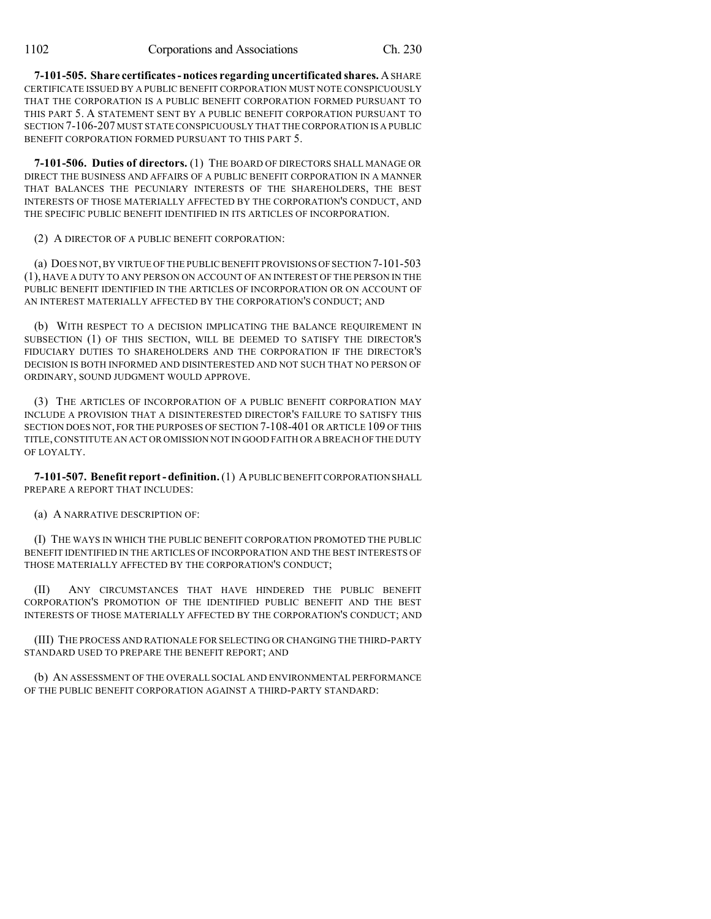**7-101-505. Share certificates - notices regarding uncertificated shares.** A SHARE CERTIFICATE ISSUED BY A PUBLIC BENEFIT CORPORATION MUST NOTE CONSPICUOUSLY THAT THE CORPORATION IS A PUBLIC BENEFIT CORPORATION FORMED PURSUANT TO THIS PART 5. A STATEMENT SENT BY A PUBLIC BENEFIT CORPORATION PURSUANT TO SECTION 7-106-207 MUST STATE CONSPICUOUSLY THAT THE CORPORATION IS A PUBLIC BENEFIT CORPORATION FORMED PURSUANT TO THIS PART 5.

**7-101-506. Duties of directors.** (1) THE BOARD OF DIRECTORS SHALL MANAGE OR DIRECT THE BUSINESS AND AFFAIRS OF A PUBLIC BENEFIT CORPORATION IN A MANNER THAT BALANCES THE PECUNIARY INTERESTS OF THE SHAREHOLDERS, THE BEST INTERESTS OF THOSE MATERIALLY AFFECTED BY THE CORPORATION'S CONDUCT, AND THE SPECIFIC PUBLIC BENEFIT IDENTIFIED IN ITS ARTICLES OF INCORPORATION.

(2) A DIRECTOR OF A PUBLIC BENEFIT CORPORATION:

(a) DOES NOT, BY VIRTUE OF THE PUBLIC BENEFIT PROVISIONS OF SECTION 7-101-503 (1), HAVE A DUTY TO ANY PERSON ON ACCOUNT OF AN INTEREST OF THE PERSON IN THE PUBLIC BENEFIT IDENTIFIED IN THE ARTICLES OF INCORPORATION OR ON ACCOUNT OF AN INTEREST MATERIALLY AFFECTED BY THE CORPORATION'S CONDUCT; AND

(b) WITH RESPECT TO A DECISION IMPLICATING THE BALANCE REQUIREMENT IN SUBSECTION (1) OF THIS SECTION, WILL BE DEEMED TO SATISFY THE DIRECTOR'S FIDUCIARY DUTIES TO SHAREHOLDERS AND THE CORPORATION IF THE DIRECTOR'S DECISION IS BOTH INFORMED AND DISINTERESTED AND NOT SUCH THAT NO PERSON OF ORDINARY, SOUND JUDGMENT WOULD APPROVE.

(3) THE ARTICLES OF INCORPORATION OF A PUBLIC BENEFIT CORPORATION MAY INCLUDE A PROVISION THAT A DISINTERESTED DIRECTOR'S FAILURE TO SATISFY THIS SECTION DOES NOT, FOR THE PURPOSES OF SECTION 7-108-401 OR ARTICLE 109 OF THIS TITLE, CONSTITUTE AN ACT OR OMISSION NOT IN GOOD FAITH OR A BREACH OF THE DUTY OF LOYALTY.

**7-101-507. Benefit report - definition.** (1) A PUBLIC BENEFIT CORPORATION SHALL PREPARE A REPORT THAT INCLUDES:

(a) A NARRATIVE DESCRIPTION OF:

(I) THE WAYS IN WHICH THE PUBLIC BENEFIT CORPORATION PROMOTED THE PUBLIC BENEFIT IDENTIFIED IN THE ARTICLES OF INCORPORATION AND THE BEST INTERESTS OF THOSE MATERIALLY AFFECTED BY THE CORPORATION'S CONDUCT;

(II) ANY CIRCUMSTANCES THAT HAVE HINDERED THE PUBLIC BENEFIT CORPORATION'S PROMOTION OF THE IDENTIFIED PUBLIC BENEFIT AND THE BEST INTERESTS OF THOSE MATERIALLY AFFECTED BY THE CORPORATION'S CONDUCT; AND

(III) THE PROCESS AND RATIONALE FOR SELECTING OR CHANGING THE THIRD-PARTY STANDARD USED TO PREPARE THE BENEFIT REPORT; AND

(b) AN ASSESSMENT OF THE OVERALL SOCIAL AND ENVIRONMENTAL PERFORMANCE OF THE PUBLIC BENEFIT CORPORATION AGAINST A THIRD-PARTY STANDARD: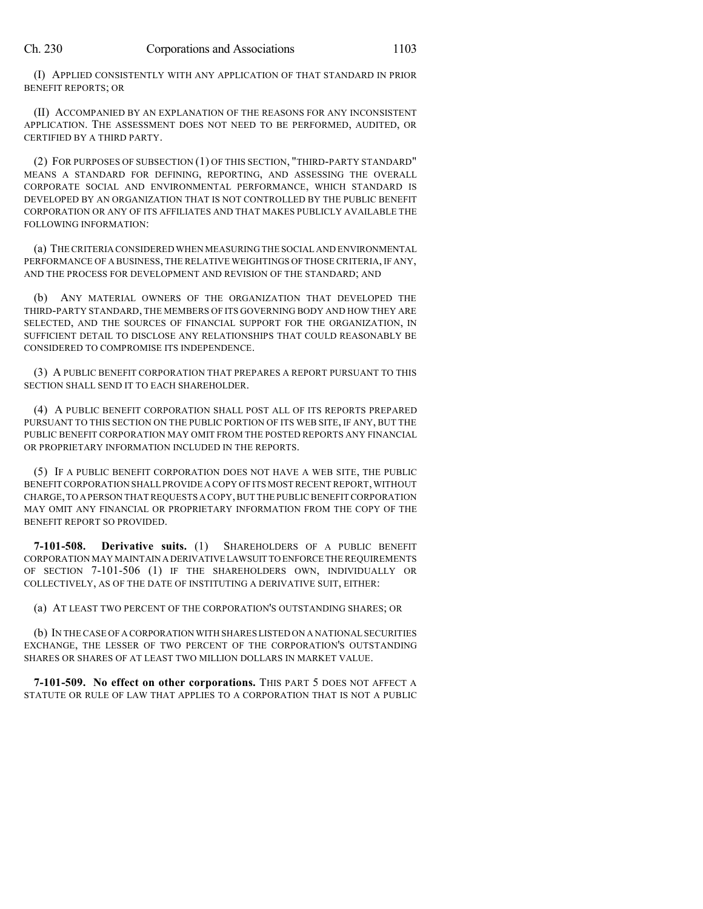(I) APPLIED CONSISTENTLY WITH ANY APPLICATION OF THAT STANDARD IN PRIOR BENEFIT REPORTS; OR

(II) ACCOMPANIED BY AN EXPLANATION OF THE REASONS FOR ANY INCONSISTENT APPLICATION. THE ASSESSMENT DOES NOT NEED TO BE PERFORMED, AUDITED, OR CERTIFIED BY A THIRD PARTY.

(2) FOR PURPOSES OF SUBSECTION (1) OF THIS SECTION, "THIRD-PARTY STANDARD" MEANS A STANDARD FOR DEFINING, REPORTING, AND ASSESSING THE OVERALL CORPORATE SOCIAL AND ENVIRONMENTAL PERFORMANCE, WHICH STANDARD IS DEVELOPED BY AN ORGANIZATION THAT IS NOT CONTROLLED BY THE PUBLIC BENEFIT CORPORATION OR ANY OF ITS AFFILIATES AND THAT MAKES PUBLICLY AVAILABLE THE FOLLOWING INFORMATION:

(a) THE CRITERIA CONSIDERED WHEN MEASURING THE SOCIAL AND ENVIRONMENTAL PERFORMANCE OF A BUSINESS, THE RELATIVE WEIGHTINGS OF THOSE CRITERIA, IF ANY, AND THE PROCESS FOR DEVELOPMENT AND REVISION OF THE STANDARD; AND

(b) ANY MATERIAL OWNERS OF THE ORGANIZATION THAT DEVELOPED THE THIRD-PARTY STANDARD, THE MEMBERS OF ITS GOVERNING BODY AND HOW THEY ARE SELECTED, AND THE SOURCES OF FINANCIAL SUPPORT FOR THE ORGANIZATION, IN SUFFICIENT DETAIL TO DISCLOSE ANY RELATIONSHIPS THAT COULD REASONABLY BE CONSIDERED TO COMPROMISE ITS INDEPENDENCE.

(3) A PUBLIC BENEFIT CORPORATION THAT PREPARES A REPORT PURSUANT TO THIS SECTION SHALL SEND IT TO EACH SHAREHOLDER.

(4) A PUBLIC BENEFIT CORPORATION SHALL POST ALL OF ITS REPORTS PREPARED PURSUANT TO THIS SECTION ON THE PUBLIC PORTION OF ITS WEB SITE, IF ANY, BUT THE PUBLIC BENEFIT CORPORATION MAY OMIT FROM THE POSTED REPORTS ANY FINANCIAL OR PROPRIETARY INFORMATION INCLUDED IN THE REPORTS.

(5) IF A PUBLIC BENEFIT CORPORATION DOES NOT HAVE A WEB SITE, THE PUBLIC BENEFIT CORPORATION SHALL PROVIDE A COPY OF ITS MOST RECENT REPORT, WITHOUT CHARGE, TO A PERSON THAT REQUESTS A COPY, BUT THE PUBLIC BENEFIT CORPORATION MAY OMIT ANY FINANCIAL OR PROPRIETARY INFORMATION FROM THE COPY OF THE BENEFIT REPORT SO PROVIDED.

**7-101-508. Derivative suits.** (1) SHAREHOLDERS OF A PUBLIC BENEFIT CORPORATION MAY MAINTAIN A DERIVATIVE LAWSUIT TO ENFORCE THE REQUIREMENTS OF SECTION 7-101-506 (1) IF THE SHAREHOLDERS OWN, INDIVIDUALLY OR COLLECTIVELY, AS OF THE DATE OF INSTITUTING A DERIVATIVE SUIT, EITHER:

(a) AT LEAST TWO PERCENT OF THE CORPORATION'S OUTSTANDING SHARES; OR

(b) IN THE CASE OF A CORPORATION WITH SHARES LISTED ON A NATIONAL SECURITIES EXCHANGE, THE LESSER OF TWO PERCENT OF THE CORPORATION'S OUTSTANDING SHARES OR SHARES OF AT LEAST TWO MILLION DOLLARS IN MARKET VALUE.

**7-101-509. No effect on other corporations.** THIS PART 5 DOES NOT AFFECT A STATUTE OR RULE OF LAW THAT APPLIES TO A CORPORATION THAT IS NOT A PUBLIC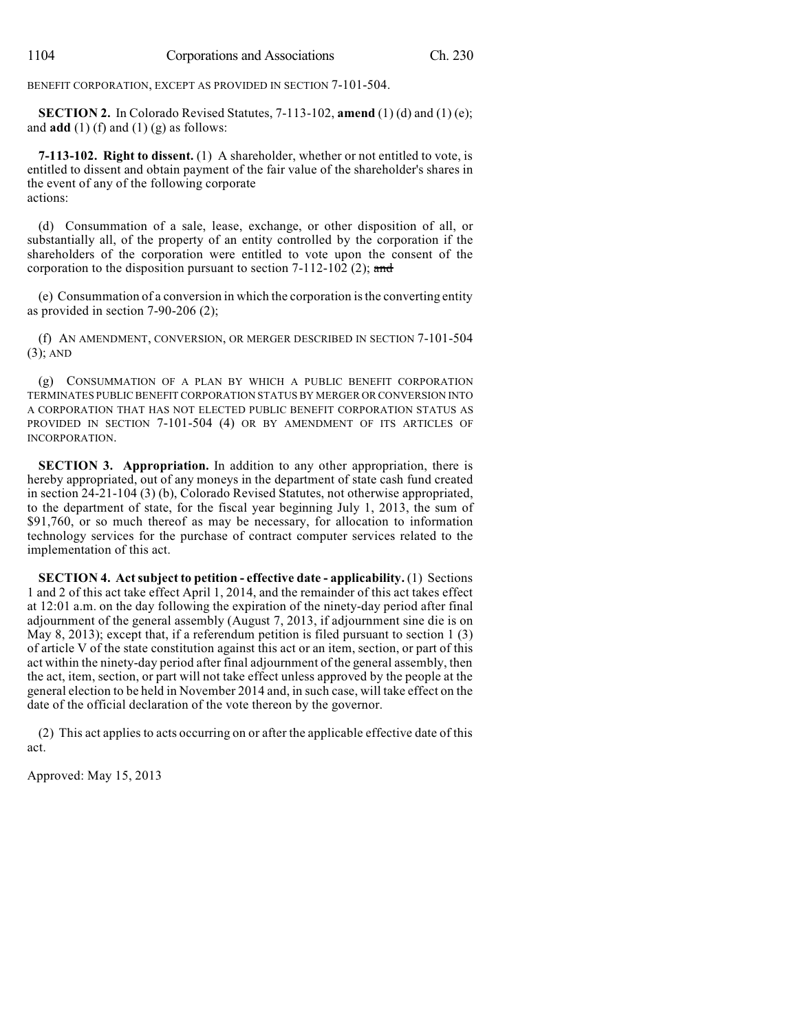BENEFIT CORPORATION, EXCEPT AS PROVIDED IN SECTION 7-101-504.

**SECTION 2.** In Colorado Revised Statutes, 7-113-102, **amend** (1) (d) and (1) (e); and **add** (1) (f) and (1) (g) as follows:

**7-113-102. Right to dissent.** (1) A shareholder, whether or not entitled to vote, is entitled to dissent and obtain payment of the fair value of the shareholder's shares in the event of any of the following corporate actions:

(d) Consummation of a sale, lease, exchange, or other disposition of all, or substantially all, of the property of an entity controlled by the corporation if the shareholders of the corporation were entitled to vote upon the consent of the corporation to the disposition pursuant to section 7-112-102 (2); ~~and~~

(e) Consummation of a conversion in which the corporation is the converting entity as provided in section 7-90-206 (2);

(f) AN AMENDMENT, CONVERSION, OR MERGER DESCRIBED IN SECTION 7-101-504 (3); AND

(g) CONSUMMATION OF A PLAN BY WHICH A PUBLIC BENEFIT CORPORATION TERMINATES PUBLIC BENEFIT CORPORATION STATUS BY MERGER OR CONVERSION INTO A CORPORATION THAT HAS NOT ELECTED PUBLIC BENEFIT CORPORATION STATUS AS PROVIDED IN SECTION 7-101-504 (4) OR BY AMENDMENT OF ITS ARTICLES OF INCORPORATION.

**SECTION 3. Appropriation.** In addition to any other appropriation, there is hereby appropriated, out of any moneys in the department of state cash fund created in section 24-21-104 (3) (b), Colorado Revised Statutes, not otherwise appropriated, to the department of state, for the fiscal year beginning July 1, 2013, the sum of $91,760, or so much thereof as may be necessary, for allocation to information technology services for the purchase of contract computer services related to the implementation of this act.

**SECTION 4. Act subject to petition - effective date - applicability.** (1) Sections 1 and 2 of this act take effect April 1, 2014, and the remainder of this act takes effect at 12:01 a.m. on the day following the expiration of the ninety-day period after final adjournment of the general assembly (August 7, 2013, if adjournment sine die is on May 8, 2013); except that, if a referendum petition is filed pursuant to section 1 (3) of article V of the state constitution against this act or an item, section, or part of this act within the ninety-day period after final adjournment of the general assembly, then the act, item, section, or part will not take effect unless approved by the people at the general election to be held in November 2014 and, in such case, will take effect on the date of the official declaration of the vote thereon by the governor.

(2) This act applies to acts occurring on or after the applicable effective date of this act.

Approved: May 15, 2013